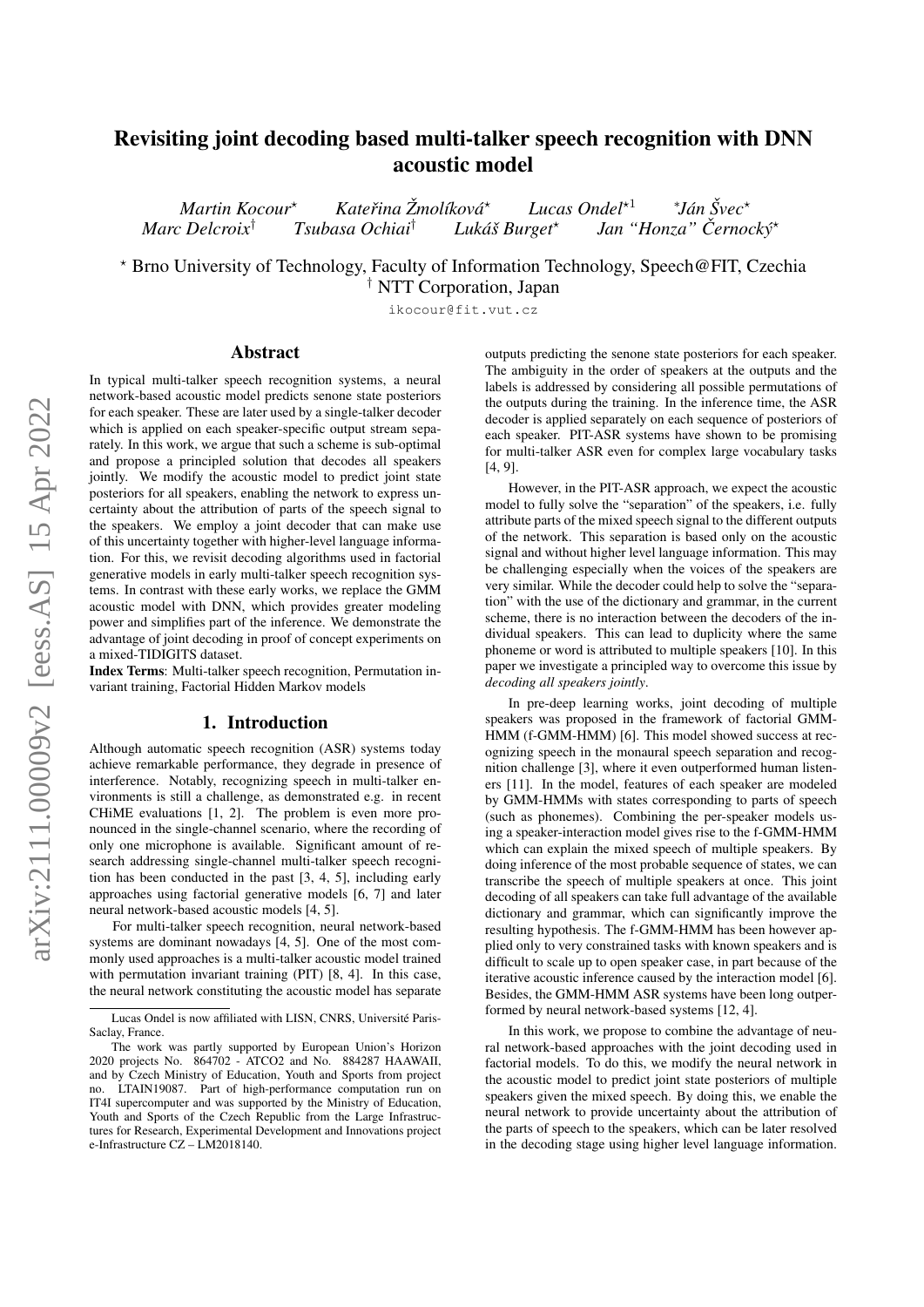# Revisiting joint decoding based multi-talker speech recognition with DNN acoustic model

*Martin Kocour*[⋆] *Kateřina Žmolíková*[⋆] *Lucas Ondel*[⋆1] *Ján Švec*[⋆]
*Marc Delcroix*[†] *Tsubasa Ochiai*[†] *Lukáš Burget*[⋆] *Jan "Honza" Černocký*[⋆]

[⋆] Brno University of Technology, Faculty of Information Technology, Speech@FIT, Czechia
[†] NTT Corporation, Japan

ikocour@fit.vut.cz

## Abstract

In typical multi-talker speech recognition systems, a neural network-based acoustic model predicts senone state posteriors for each speaker. These are later used by a single-talker decoder which is applied on each speaker-specific output stream separately. In this work, we argue that such a scheme is sub-optimal and propose a principled solution that decodes all speakers jointly. We modify the acoustic model to predict joint state posteriors for all speakers, enabling the network to express uncertainty about the attribution of parts of the speech signal to the speakers. We employ a joint decoder that can make use of this uncertainty together with higher-level language information. For this, we revisit decoding algorithms used in factorial generative models in early multi-talker speech recognition systems. In contrast with these early works, we replace the GMM acoustic model with DNN, which provides greater modeling power and simplifies part of the inference. We demonstrate the advantage of joint decoding in proof of concept experiments on a mixed-TIDIGITS dataset.

**Index Terms**: Multi-talker speech recognition, Permutation invariant training, Factorial Hidden Markov models

## 1. Introduction

Although automatic speech recognition (ASR) systems today achieve remarkable performance, they degrade in presence of interference. Notably, recognizing speech in multi-talker environments is still a challenge, as demonstrated e.g. in recent CHiME evaluations [1, 2]. The problem is even more pronounced in the single-channel scenario, where the recording of only one microphone is available. Significant amount of research addressing single-channel multi-talker speech recognition has been conducted in the past [3, 4, 5], including early approaches using factorial generative models [6, 7] and later neural network-based acoustic models [4, 5].

For multi-talker speech recognition, neural network-based systems are dominant nowadays [4, 5]. One of the most commonly used approaches is a multi-talker acoustic model trained with permutation invariant training (PIT) [8, 4]. In this case, the neural network constituting the acoustic model has separate outputs predicting the senone state posteriors for each speaker. The ambiguity in the order of speakers at the outputs and the labels is addressed by considering all possible permutations of the outputs during the training. In the inference time, the ASR decoder is applied separately on each sequence of posteriors of each speaker. PIT-ASR systems have shown to be promising for multi-talker ASR even for complex large vocabulary tasks [4, 9].

However, in the PIT-ASR approach, we expect the acoustic model to fully solve the "separation" of the speakers, i.e. fully attribute parts of the mixed speech signal to the different outputs of the network. This separation is based only on the acoustic signal and without higher level language information. This may be challenging especially when the voices of the speakers are very similar. While the decoder could help to solve the "separation" with the use of the dictionary and grammar, in the current scheme, there is no interaction between the decoders of the individual speakers. This can lead to duplicity where the same phoneme or word is attributed to multiple speakers [10]. In this paper we investigate a principled way to overcome this issue by *decoding all speakers jointly*.

In pre-deep learning works, joint decoding of multiple speakers was proposed in the framework of factorial GMM-HMM (f-GMM-HMM) [6]. This model showed success at recognizing speech in the monaural speech separation and recognition challenge [3], where it even outperformed human listeners [11]. In the model, features of each speaker are modeled by GMM-HMMs with states corresponding to parts of speech (such as phonemes). Combining the per-speaker models using a speaker-interaction model gives rise to the f-GMM-HMM which can explain the mixed speech of multiple speakers. By doing inference of the most probable sequence of states, we can transcribe the speech of multiple speakers at once. This joint decoding of all speakers can take full advantage of the available dictionary and grammar, which can significantly improve the resulting hypothesis. The f-GMM-HMM has been however applied only to very constrained tasks with known speakers and is difficult to scale up to open speaker case, in part because of the iterative acoustic inference caused by the interaction model [6]. Besides, the GMM-HMM ASR systems have been long outperformed by neural network-based systems [12, 4].

In this work, we propose to combine the advantage of neural network-based approaches with the joint decoding used in factorial models. To do this, we modify the neural network in the acoustic model to predict joint state posteriors of multiple speakers given the mixed speech. By doing this, we enable the neural network to provide uncertainty about the attribution of the parts of speech to the speakers, which can be later resolved in the decoding stage using higher level language information.

---

[1] Lucas Ondel is now affiliated with LISN, CNRS, Université Paris-Saclay, France.

The work was partly supported by European Union's Horizon 2020 projects No. 864702 - ATCO2 and No. 884287 HAAWAII, and by Czech Ministry of Education, Youth and Sports from project no. LTAIN19087. Part of high-performance computation run on IT4I supercomputer and was supported by the Ministry of Education, Youth and Sports of the Czech Republic from the Large Infrastructures for Research, Experimental Development and Innovations project e-Infrastructure CZ – LM2018140.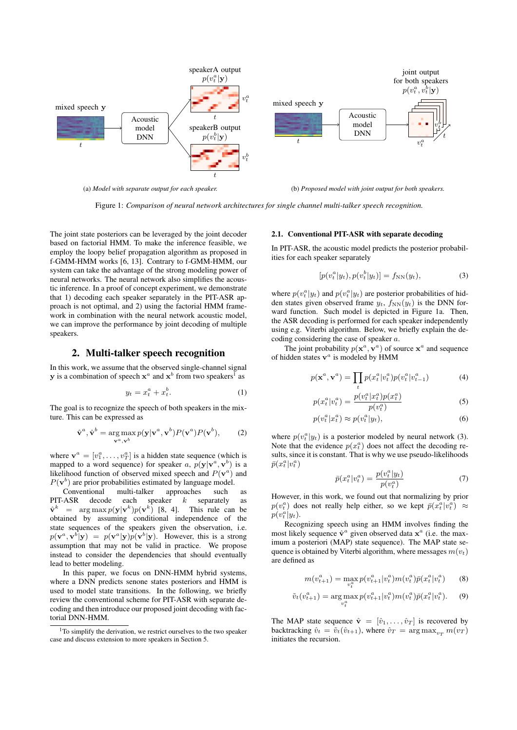(a) *Model with separate output for each speaker.*

(b) *Proposed model with joint output for both speakers.*

Figure 1: *Comparison of neural network architectures for single channel multi-talker speech recognition.*

The joint state posteriors can be leveraged by the joint decoder based on factorial HMM. To make the inference feasible, we employ the loopy belief propagation algorithm as proposed in f-GMM-HMM works [6, 13]. Contrary to f-GMM-HMM, our system can take the advantage of the strong modeling power of neural networks. The neural network also simplifies the acoustic inference. In a proof of concept experiment, we demonstrate that 1) decoding each speaker separately in the PIT-ASR approach is not optimal, and 2) using the factorial HMM framework in combination with the neural network acoustic model, we can improve the performance by joint decoding of multiple speakers.

## 2. Multi-talker speech recognition

In this work, we assume that the observed single-channel signal $\mathbf{y}$ is a combination of speech $\mathbf{x}^a$ and $\mathbf{x}^b$ from two speakers[1] as

$$y_t = x_t^a + x_t^b. \tag{1}$$

The goal is to recognize the speech of both speakers in the mixture. This can be expressed as

$$\hat{\mathbf{v}}^a, \hat{\mathbf{v}}^b = \underset{\mathbf{v}^a, \mathbf{v}^b}{\arg\max}\, p(\mathbf{y}|\mathbf{v}^a, \mathbf{v}^b)P(\mathbf{v}^a)P(\mathbf{v}^b), \tag{2}$$

where $\mathbf{v}^a = [v_1^a, \dots, v_T^a]$ is a hidden state sequence (which is mapped to a word sequence) for speaker $a$, $p(\mathbf{y}|\mathbf{v}^a, \mathbf{v}^b)$ is a likelihood function of observed mixed speech and $P(\mathbf{v}^a)$ and $P(\mathbf{v}^b)$ are prior probabilities estimated by language model.

Conventional multi-talker approaches such as PIT-ASR decode each speaker $k$ separately as $\hat{\mathbf{v}}^k = \arg\max p(\mathbf{y}|\mathbf{v}^k)p(\mathbf{v}^k)$ [8, 4]. This rule can be obtained by assuming conditional independence of the state sequences of the speakers given the observation, i.e. $p(\mathbf{v}^a, \mathbf{v}^b|\mathbf{y}) = p(\mathbf{v}^a|\mathbf{y})p(\mathbf{v}^b|\mathbf{y})$. However, this is a strong assumption that may not be valid in practice. We propose instead to consider the dependencies that should eventually lead to better modeling.

In this paper, we focus on DNN-HMM hybrid systems, where a DNN predicts senone states posteriors and HMM is used to model state transitions. In the following, we briefly review the conventional scheme for PIT-ASR with separate decoding and then introduce our proposed joint decoding with factorial DNN-HMM.

[1] To simplify the derivation, we restrict ourselves to the two speaker case and discuss extension to more speakers in Section 5.

### 2.1. Conventional PIT-ASR with separate decoding

In PIT-ASR, the acoustic model predicts the posterior probabilities for each speaker separately

$$[p(v_t^a|y_t), p(v_t^b|y_t)] = f_{\text{NN}}(y_t), \tag{3}$$

where $p(v_t^a|y_t)$ and $p(v_t^a|y_t)$ are posterior probabilities of hidden states given observed frame $y_t$, $f_{\text{NN}}(y_t)$ is the DNN forward function. Such model is depicted in Figure 1a. Then, the ASR decoding is performed for each speaker independently using e.g. Viterbi algorithm. Below, we briefly explain the decoding considering the case of speaker $a$.

The joint probability $p(\mathbf{x}^a, \mathbf{v}^a)$ of source $\mathbf{x}^a$ and sequence of hidden states $\mathbf{v}^a$ is modeled by HMM

$$p(\mathbf{x}^a, \mathbf{v}^a) = \prod_t p(x_t^a|v_t^a)p(v_t^a|v_{t-1}^a) \tag{4}$$

$$p(x_t^a|v_t^a) = \frac{p(v_t^a|x_t^a)p(x_t^a)}{p(v_t^a)} \tag{5}$$

$$p(v_t^a|x_t^a) \approx p(v_t^a|y_t), \tag{6}$$

where $p(v_t^a|y_t)$ is a posterior modeled by neural network (3). Note that the evidence $p(x_t^a)$ does not affect the decoding results, since it is constant. That is why we use pseudo-likelihoods $\bar{p}(x_t^a|v_t^a)$

$$\bar{p}(x_t^a|v_t^a) = \frac{p(v_t^a|y_t)}{p(v_t^a)} \tag{7}$$

However, in this work, we found out that normalizing by prior $p(v_t^a)$ does not really help either, so we kept $\bar{p}(x_t^a|v_t^a) \approx p(v_t^a|y_t)$.

Recognizing speech using an HMM involves finding the most likely sequence $\hat{\mathbf{v}}^a$ given observed data $\mathbf{x}^a$ (i.e. the maximum a posteriori (MAP) state sequence). The MAP state sequence is obtained by Viterbi algorithm, where messages $m(v_t)$ are defined as

$$m(v_{t+1}^a) = \max_{v_t^a} p(v_{t+1}^a|v_t^a)m(v_t^a)\bar{p}(x_t^a|v_t^a) \tag{8}$$

$$\tilde{v}_t(v_{t+1}^a) = \arg\max_{v_t^a} p(v_{t+1}^a|v_t^a)m(v_t^a)\bar{p}(x_t^a|v_t^a). \tag{9}$$

The MAP state sequence $\hat{\mathbf{v}} = [\hat{v}_1, \dots, \hat{v}_T]$ is recovered by backtracking $\hat{v}_t = \tilde{v}_t(\hat{v}_{t+1})$, where $\hat{v}_T = \arg\max_{v_T} m(v_T)$ initiates the recursion.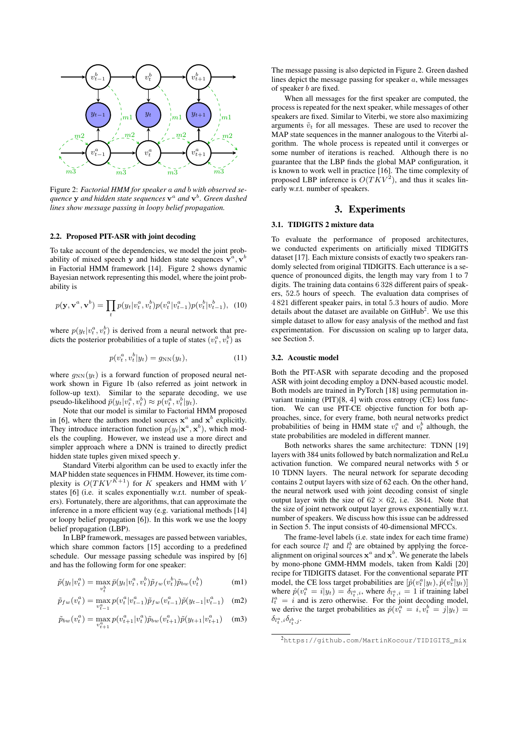Figure 2: *Factorial HMM for speaker $a$ and $b$ with observed sequence $\mathbf{y}$ and hidden state sequences $\mathbf{v}^a$ and $\mathbf{v}^b$. Green dashed lines show message passing in loopy belief propagation.*

### 2.2. Proposed PIT-ASR with joint decoding

To take account of the dependencies, we model the joint probability of mixed speech $\mathbf{y}$ and hidden state sequences $\mathbf{v}^a, \mathbf{v}^b$ in Factorial HMM framework [14]. Figure 2 shows dynamic Bayesian network representing this model, where the joint probability is

$$p(\mathbf{y}, \mathbf{v}^a, \mathbf{v}^b) = \prod_t p(y_t|v_t^a, v_t^b) p(v_t^a|v_{t-1}^a) p(v_t^b|v_{t-1}^b), \quad (10)$$

where $p(y_t|v_t^a, v_t^b)$ is derived from a neural network that predicts the posterior probabilities of a tuple of states $(v_t^a, v_t^b)$ as

$$p(v_t^a, v_t^b|y_t) = g_{\text{NN}}(y_t), \quad (11)$$

where $g_{\text{NN}}(y_t)$ is a forward function of proposed neural network shown in Figure 1b (also referred as joint network in follow-up text). Similar to the separate decoding, we use pseudo-likelihood $\bar{p}(y_t|v_t^a, v_t^b) \approx p(v_t^a, v_t^b|y_t)$.

Note that our model is similar to Factorial HMM proposed in [6], where the authors model sources $\mathbf{x}^a$ and $\mathbf{x}^b$ explicitly. They introduce interaction function $p(y_t|\mathbf{x}^a, \mathbf{x}^b)$, which models the coupling. However, we instead use a more direct and simpler approach where a DNN is trained to directly predict hidden state tuples given mixed speech $\mathbf{y}$.

Standard Viterbi algorithm can be used to exactly infer the MAP hidden state sequences in FHMM. However, its time complexity is $O(TKV^{K+1})$ for $K$ speakers and HMM with $V$ states [6] (i.e. it scales exponentially w.r.t. number of speakers). Fortunately, there are algorithms, that can approximate the inference in a more efficient way (e.g. variational methods [14] or loopy belief propagation [6]). In this work we use the loopy belief propagation (LBP).

In LBP framework, messages are passed between variables, which share common factors [15] according to a predefined schedule. Our message passing schedule was inspired by [6] and has the following form for one speaker:

$$\tilde{p}(y_t|v_t^a) = \max_{v_t^b} \bar{p}(y_t|v_t^a, v_t^b) \tilde{p}_{fw}(v_t^b) \tilde{p}_{bw}(v_t^b) \quad \text{(m1)}$$

$$\tilde{p}_{fw}(v_t^a) = \max_{v_{t-1}^a} p(v_t^a|v_{t-1}^a) \tilde{p}_{fw}(v_{t-1}^a) \tilde{p}(y_{t-1}|v_{t-1}^a) \quad \text{(m2)}$$

$$\tilde{p}_{bw}(v_t^a) = \max_{v_{t+1}^a} p(v_{t+1}^a|v_t^a) \tilde{p}_{bw}(v_{t+1}^a) \tilde{p}(y_{t+1}|v_{t+1}^a) \quad \text{(m3)}$$

The message passing is also depicted in Figure 2. Green dashed lines depict the message passing for speaker $a$, while messages of speaker $b$ are fixed.

When all messages for the first speaker are computed, the process is repeated for the next speaker, while messages of other speakers are fixed. Similar to Viterbi, we store also maximizing arguments $\tilde{v}_t$ for all messages. These are used to recover the MAP state sequences in the manner analogous to the Viterbi algorithm. The whole process is repeated until it converges or some number of iterations is reached. Although there is no guarantee that the LBP finds the global MAP configuration, it is known to work well in practice [16]. The time complexity of proposed LBP inference is $O(TKV^2)$, and thus it scales linearly w.r.t. number of speakers.

## 3. Experiments

### 3.1. TIDIGITS 2 mixture data

To evaluate the performance of proposed architectures, we conducted experiments on artificially mixed TIDIGITS dataset [17]. Each mixture consists of exactly two speakers randomly selected from original TIDIGITS. Each utterance is a sequence of pronounced digits, where the length may vary from 1 to 7 digits. The training data contains 6 328 different pairs of speakers, 52.5 hours of speech. The evaluation data comprises of 4 821 different speaker pairs, in total 5.3 hours of audio. More details about the dataset are available on GitHub[2]. We use this simple dataset to allow for easy analysis of the method and fast experimentation. For discussion on scaling up to larger data, see Section 5.

### 3.2. Acoustic model

Both the PIT-ASR with separate decoding and the proposed ASR with joint decoding employ a DNN-based acoustic model. Both models are trained in PyTorch [18] using permutation invariant training (PIT)[8, 4] with cross entropy (CE) loss function. We can use PIT-CE objective function for both approaches, since, for every frame, both neural networks predict probabilities of being in HMM state $v_t^a$ and $v_t^b$ although, the state probabilities are modeled in different manner.

Both networks shares the same architecture: TDNN [19] layers with 384 units followed by batch normalization and ReLu activation function. We compared neural networks with 5 or 10 TDNN layers. The neural network for separate decoding contains 2 output layers with size of 62 each. On the other hand, the neural network used with joint decoding consist of single output layer with the size of $62 \times 62$, i.e. 3844. Note that the size of joint network output layer grows exponentially w.r.t. number of speakers. We discuss how this issue can be addressed in Section 5. The input consists of 40-dimensional MFCCs.

The frame-level labels (i.e. state index for each time frame) for each source $l_t^a$ and $l_t^b$ are obtained by applying the force-alignment on original sources $\mathbf{x}^a$ and $\mathbf{x}^b$. We generate the labels by mono-phone GMM-HMM models, taken from Kaldi [20] recipe for TIDIGITS dataset. For the conventional separate PIT model, the CE loss target probabilities are $[\hat{p}(v_t^a|y_t), \hat{p}(v_t^b|y_t)]$ where $\hat{p}(v_t^a = i|y_t) = \delta_{l_t^a,i}$, where $\delta_{l_t^a,i} = 1$ if training label $l_t^a = i$ and is zero otherwise. For the joint decoding model, we derive the target probabilities as $\hat{p}(v_t^a = i, v_t^b = j|y_t) = \delta_{l_t^a,i}\delta_{l_t^b,j}$.

[2] https://github.com/MartinKocour/TIDIGITS_mix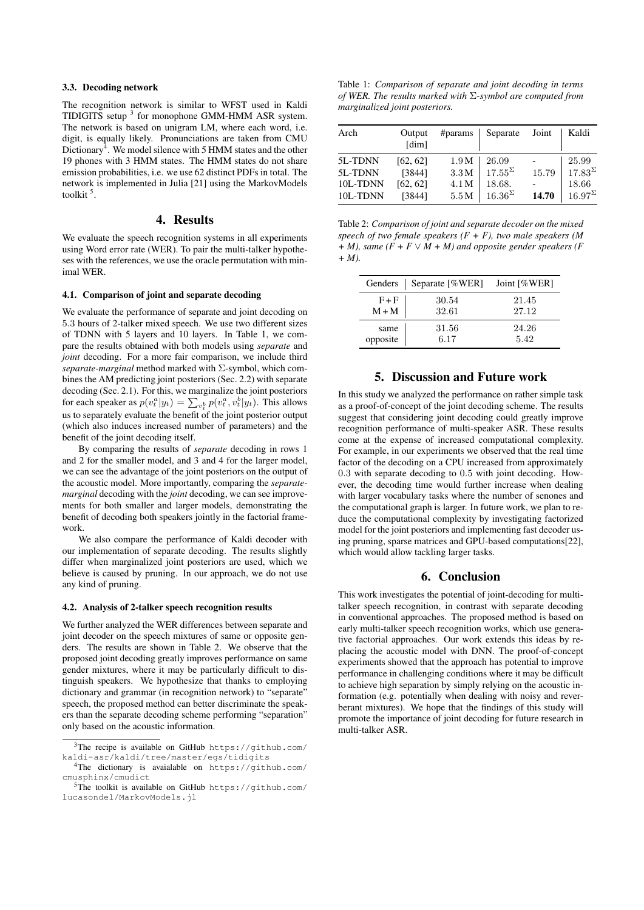### 3.3. Decoding network

The recognition network is similar to WFST used in Kaldi TIDIGITS setup [3] for monophone GMM-HMM ASR system. The network is based on unigram LM, where each word, i.e. digit, is equally likely. Pronunciations are taken from CMU Dictionary[4]. We model silence with 5 HMM states and the other 19 phones with 3 HMM states. The HMM states do not share emission probabilities, i.e. we use 62 distinct PDFs in total. The network is implemented in Julia [21] using the MarkovModels toolkit [5].

## 4. Results

We evaluate the speech recognition systems in all experiments using Word error rate (WER). To pair the multi-talker hypotheses with the references, we use the oracle permutation with minimal WER.

### 4.1. Comparison of joint and separate decoding

We evaluate the performance of separate and joint decoding on 5.3 hours of 2-talker mixed speech. We use two different sizes of TDNN with 5 layers and 10 layers. In Table 1, we compare the results obtained with both models using *separate* and *joint* decoding. For a more fair comparison, we include third *separate-marginal* method marked with $\Sigma$-symbol, which combines the AM predicting joint posteriors (Sec. 2.2) with separate decoding (Sec. 2.1). For this, we marginalize the joint posteriors for each speaker as $p(v_t^a|y_t) = \sum_{v_t^b} p(v_t^a, v_t^b|y_t)$. This allows us to separately evaluate the benefit of the joint posterior output (which also induces increased number of parameters) and the benefit of the joint decoding itself.

By comparing the results of *separate* decoding in rows 1 and 2 for the smaller model, and 3 and 4 for the larger model, we can see the advantage of the joint posteriors on the output of the acoustic model. More importantly, comparing the *separate-marginal* decoding with the *joint* decoding, we can see improvements for both smaller and larger models, demonstrating the benefit of decoding both speakers jointly in the factorial framework.

We also compare the performance of Kaldi decoder with our implementation of separate decoding. The results slightly differ when marginalized joint posteriors are used, which we believe is caused by pruning. In our approach, we do not use any kind of pruning.

### 4.2. Analysis of 2-talker speech recognition results

We further analyzed the WER differences between separate and joint decoder on the speech mixtures of same or opposite genders. The results are shown in Table 2. We observe that the proposed joint decoding greatly improves performance on same gender mixtures, where it may be particularly difficult to distinguish speakers. We hypothesize that thanks to employing dictionary and grammar (in recognition network) to "separate" speech, the proposed method can better discriminate the speakers than the separate decoding scheme performing "separation" only based on the acoustic information.

[3]The recipe is available on GitHub https://github.com/kaldi-asr/kaldi/tree/master/egs/tidigits

[4]The dictionary is avaialable on https://github.com/cmusphinx/cmudict

[5]The toolkit is available on GitHub https://github.com/lucasondel/MarkovModels.jl

Table 1: *Comparison of separate and joint decoding in terms of WER. The results marked with $\Sigma$-symbol are computed from marginalized joint posteriors.*

| Arch | Output [dim] | #params | Separate | Joint | Kaldi |
|---|---|---|---|---|---|
| 5L-TDNN | [62, 62] | 1.9 M | 26.09 | - | 25.99 |
| 5L-TDNN | [3844] | 3.3 M | $17.55^{\Sigma}$ | 15.79 | $17.83^{\Sigma}$ |
| 10L-TDNN | [62, 62] | 4.1 M | 18.68. | - | 18.66 |
| 10L-TDNN | [3844] | 5.5 M | $16.36^{\Sigma}$ | **14.70** | $16.97^{\Sigma}$ |

Table 2: *Comparison of joint and separate decoder on the mixed speech of two female speakers (F + F), two male speakers (M + M), same (F + F $\vee$ M + M) and opposite gender speakers (F + M).*

| Genders | Separate [%WER] | Joint [%WER] |
|---|---|---|
| F + F | 30.54 | 21.45 |
| M + M | 32.61 | 27.12 |
| same | 31.56 | 24.26 |
| opposite | 6.17 | 5.42 |

## 5. Discussion and Future work

In this study we analyzed the performance on rather simple task as a proof-of-concept of the joint decoding scheme. The results suggest that considering joint decoding could greatly improve recognition performance of multi-speaker ASR. These results come at the expense of increased computational complexity. For example, in our experiments we observed that the real time factor of the decoding on a CPU increased from approximately 0.3 with separate decoding to 0.5 with joint decoding. However, the decoding time would further increase when dealing with larger vocabulary tasks where the number of senones and the computational graph is larger. In future work, we plan to reduce the computational complexity by investigating fast factorized model for the joint posteriors and implementing fast decoder using pruning, sparse matrices and GPU-based computations[22], which would allow tackling larger tasks.

## 6. Conclusion

This work investigates the potential of joint-decoding for multi-talker speech recognition, in contrast with separate decoding in conventional approaches. The proposed method is based on early multi-talker speech recognition works, which use generative factorial approaches. Our work extends this ideas by replacing the acoustic model with DNN. The proof-of-concept experiments showed that the approach has potential to improve performance in challenging conditions where it may be difficult to achieve high separation by simply relying on the acoustic information (e.g. potentially when dealing with noisy and reverberant mixtures). We hope that the findings of this study will promote the importance of joint decoding for future research in multi-talker ASR.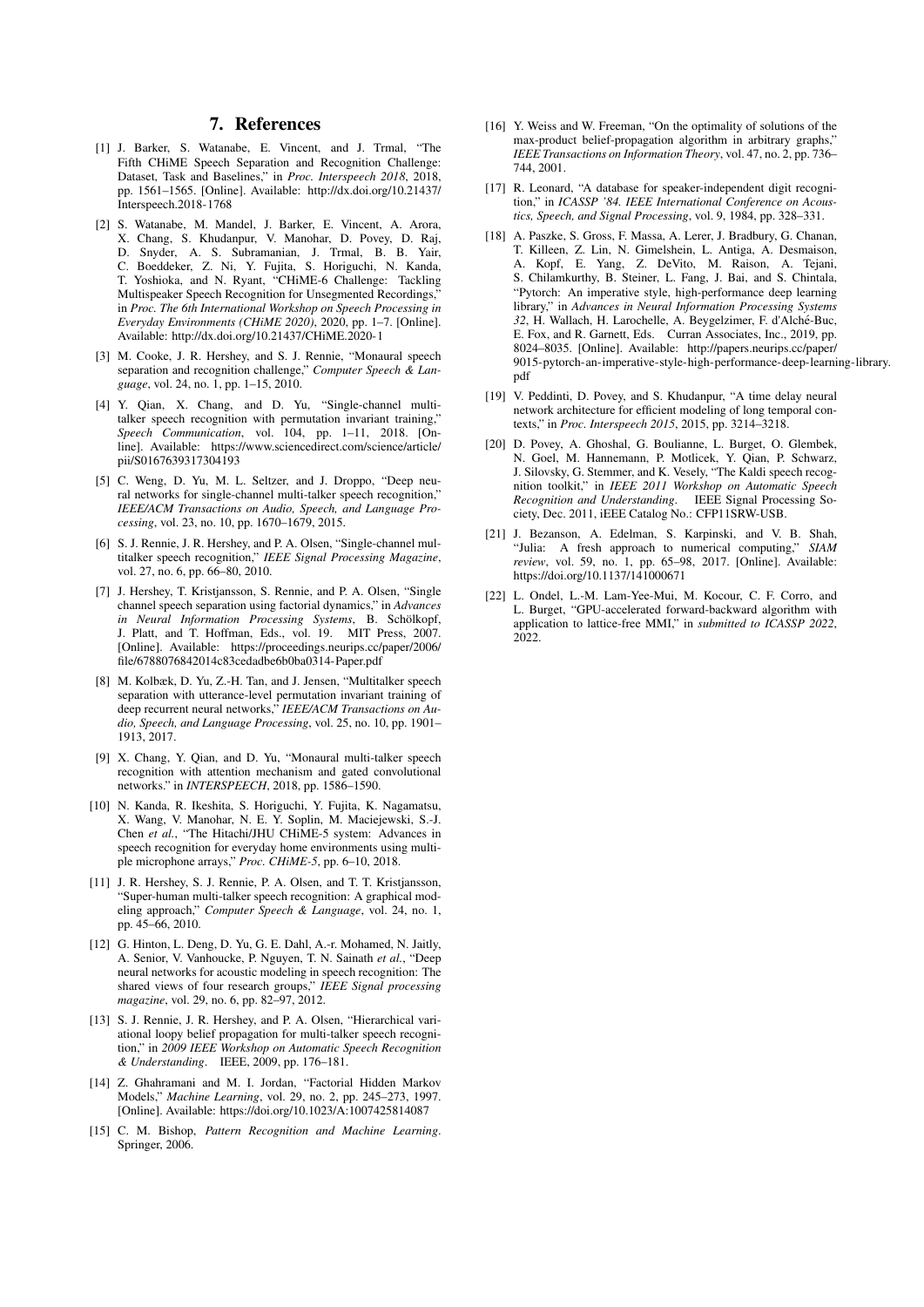## 7. References

[1] J. Barker, S. Watanabe, E. Vincent, and J. Trmal, "The Fifth CHiME Speech Separation and Recognition Challenge: Dataset, Task and Baselines," in *Proc. Interspeech 2018*, 2018, pp. 1561–1565. [Online]. Available: http://dx.doi.org/10.21437/Interspeech.2018-1768

[2] S. Watanabe, M. Mandel, J. Barker, E. Vincent, A. Arora, X. Chang, S. Khudanpur, V. Manohar, D. Povey, D. Raj, D. Snyder, A. S. Subramanian, J. Trmal, B. B. Yair, C. Boeddeker, Z. Ni, Y. Fujita, S. Horiguchi, N. Kanda, T. Yoshioka, and N. Ryant, "CHiME-6 Challenge: Tackling Multispeaker Speech Recognition for Unsegmented Recordings," in *Proc. The 6th International Workshop on Speech Processing in Everyday Environments (CHiME 2020)*, 2020, pp. 1–7. [Online]. Available: http://dx.doi.org/10.21437/CHiME.2020-1

[3] M. Cooke, J. R. Hershey, and S. J. Rennie, "Monaural speech separation and recognition challenge," *Computer Speech & Language*, vol. 24, no. 1, pp. 1–15, 2010.

[4] Y. Qian, X. Chang, and D. Yu, "Single-channel multi-talker speech recognition with permutation invariant training," *Speech Communication*, vol. 104, pp. 1–11, 2018. [Online]. Available: https://www.sciencedirect.com/science/article/pii/S0167639317304193

[5] C. Weng, D. Yu, M. L. Seltzer, and J. Droppo, "Deep neural networks for single-channel multi-talker speech recognition," *IEEE/ACM Transactions on Audio, Speech, and Language Processing*, vol. 23, no. 10, pp. 1670–1679, 2015.

[6] S. J. Rennie, J. R. Hershey, and P. A. Olsen, "Single-channel multitalker speech recognition," *IEEE Signal Processing Magazine*, vol. 27, no. 6, pp. 66–80, 2010.

[7] J. Hershey, T. Kristjansson, S. Rennie, and P. A. Olsen, "Single channel speech separation using factorial dynamics," in *Advances in Neural Information Processing Systems*, B. Schölkopf, J. Platt, and T. Hoffman, Eds., vol. 19. MIT Press, 2007. [Online]. Available: https://proceedings.neurips.cc/paper/2006/file/6788076842014c83cedadbe6b0ba0314-Paper.pdf

[8] M. Kolbæk, D. Yu, Z.-H. Tan, and J. Jensen, "Multitalker speech separation with utterance-level permutation invariant training of deep recurrent neural networks," *IEEE/ACM Transactions on Audio, Speech, and Language Processing*, vol. 25, no. 10, pp. 1901–1913, 2017.

[9] X. Chang, Y. Qian, and D. Yu, "Monaural multi-talker speech recognition with attention mechanism and gated convolutional networks." in *INTERSPEECH*, 2018, pp. 1586–1590.

[10] N. Kanda, R. Ikeshita, S. Horiguchi, Y. Fujita, K. Nagamatsu, X. Wang, V. Manohar, N. E. Y. Soplin, M. Maciejewski, S.-J. Chen *et al.*, "The Hitachi/JHU CHiME-5 system: Advances in speech recognition for everyday home environments using multiple microphone arrays," *Proc. CHiME-5*, pp. 6–10, 2018.

[11] J. R. Hershey, S. J. Rennie, P. A. Olsen, and T. T. Kristjansson, "Super-human multi-talker speech recognition: A graphical modeling approach," *Computer Speech & Language*, vol. 24, no. 1, pp. 45–66, 2010.

[12] G. Hinton, L. Deng, D. Yu, G. E. Dahl, A.-r. Mohamed, N. Jaitly, A. Senior, V. Vanhoucke, P. Nguyen, T. N. Sainath *et al.*, "Deep neural networks for acoustic modeling in speech recognition: The shared views of four research groups," *IEEE Signal processing magazine*, vol. 29, no. 6, pp. 82–97, 2012.

[13] S. J. Rennie, J. R. Hershey, and P. A. Olsen, "Hierarchical variational loopy belief propagation for multi-talker speech recognition," in *2009 IEEE Workshop on Automatic Speech Recognition & Understanding*. IEEE, 2009, pp. 176–181.

[14] Z. Ghahramani and M. I. Jordan, "Factorial Hidden Markov Models," *Machine Learning*, vol. 29, no. 2, pp. 245–273, 1997. [Online]. Available: https://doi.org/10.1023/A:1007425814087

[15] C. M. Bishop, *Pattern Recognition and Machine Learning*. Springer, 2006.

[16] Y. Weiss and W. Freeman, "On the optimality of solutions of the max-product belief-propagation algorithm in arbitrary graphs," *IEEE Transactions on Information Theory*, vol. 47, no. 2, pp. 736–744, 2001.

[17] R. Leonard, "A database for speaker-independent digit recognition," in *ICASSP '84. IEEE International Conference on Acoustics, Speech, and Signal Processing*, vol. 9, 1984, pp. 328–331.

[18] A. Paszke, S. Gross, F. Massa, A. Lerer, J. Bradbury, G. Chanan, T. Killeen, Z. Lin, N. Gimelshein, L. Antiga, A. Desmaison, A. Kopf, E. Yang, Z. DeVito, M. Raison, A. Tejani, S. Chilamkurthy, B. Steiner, L. Fang, J. Bai, and S. Chintala, "Pytorch: An imperative style, high-performance deep learning library," in *Advances in Neural Information Processing Systems 32*, H. Wallach, H. Larochelle, A. Beygelzimer, F. d'Alché-Buc, E. Fox, and R. Garnett, Eds. Curran Associates, Inc., 2019, pp. 8024–8035. [Online]. Available: http://papers.neurips.cc/paper/9015-pytorch-an-imperative-style-high-performance-deep-learning-library.pdf

[19] V. Peddinti, D. Povey, and S. Khudanpur, "A time delay neural network architecture for efficient modeling of long temporal contexts," in *Proc. Interspeech 2015*, 2015, pp. 3214–3218.

[20] D. Povey, A. Ghoshal, G. Boulianne, L. Burget, O. Glembek, N. Goel, M. Hannemann, P. Motlicek, Y. Qian, P. Schwarz, J. Silovsky, G. Stemmer, and K. Vesely, "The Kaldi speech recognition toolkit," in *IEEE 2011 Workshop on Automatic Speech Recognition and Understanding*. IEEE Signal Processing Society, Dec. 2011, iEEE Catalog No.: CFP11SRW-USB.

[21] J. Bezanson, A. Edelman, S. Karpinski, and V. B. Shah, "Julia: A fresh approach to numerical computing," *SIAM review*, vol. 59, no. 1, pp. 65–98, 2017. [Online]. Available: https://doi.org/10.1137/141000671

[22] L. Ondel, L.-M. Lam-Yee-Mui, M. Kocour, C. F. Corro, and L. Burget, "GPU-accelerated forward-backward algorithm with application to lattice-free MMI," in *submitted to ICASSP 2022*, 2022.